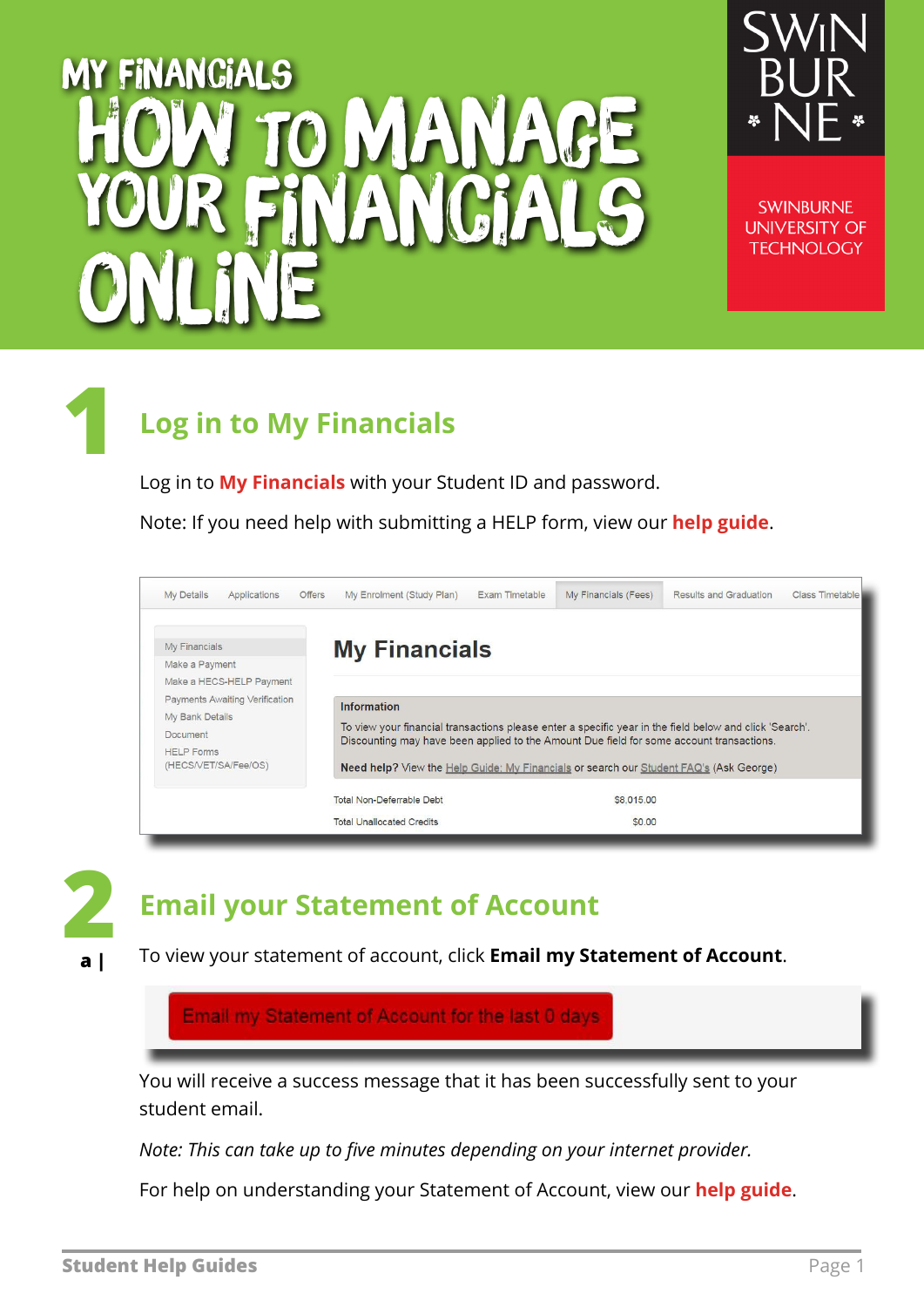MY FINANCIALS

# HOW TO MANAGE YOUR FINANCIALS ONLINE

SWINBURNE UNIVERSITY OF TECHNOLOGY

## 1 Log in to My Financials

Log in to **My Financials** with your Student ID and password.

Note: If you need help with submitting a HELP form, view our **help guide**.

My Details | Applications | Offers | My Enrolment (Study Plan) | Exam Timetable | My Financials (Fees) | Results and Graduation | Class Timetable

- My Financials
- Make a Payment
- Make a HECS-HELP Payment
- Payments Awaiting Verification
- My Bank Details
- Document
- HELP Forms (HECS/VET/SA/Fee/OS)

### My Financials

**Information**

To view your financial transactions please enter a specific year in the field below and click 'Search'. Discounting may have been applied to the Amount Due field for some account transactions.

**Need help?** View the Help Guide: My Financials or search our Student FAQ's (Ask George)

| | |
|---|---|
| Total Non-Deferrable Debt | $8,015.00 |
| Total Unallocated Credits | $0.00 |

## 2 Email your Statement of Account

**a |** To view your statement of account, click **Email my Statement of Account**.

Email my Statement of Account for the last 0 days

You will receive a success message that it has been successfully sent to your student email.

*Note: This can take up to five minutes depending on your internet provider.*

For help on understanding your Statement of Account, view our **help guide**.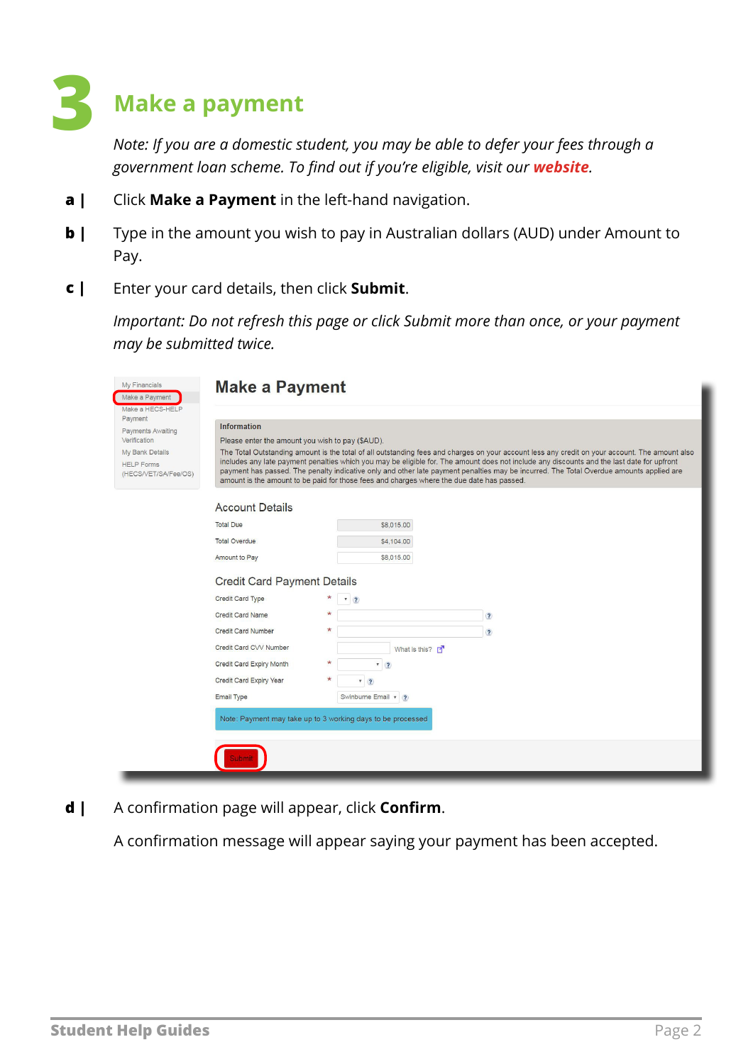# 3 Make a payment

*Note: If you are a domestic student, you may be able to defer your fees through a government loan scheme. To find out if you're eligible, visit our **website**.*

**a |** Click **Make a Payment** in the left-hand navigation.

**b |** Type in the amount you wish to pay in Australian dollars (AUD) under Amount to Pay.

**c |** Enter your card details, then click **Submit**.

*Important: Do not refresh this page or click Submit more than once, or your payment may be submitted twice.*

**d |** A confirmation page will appear, click **Confirm**.

A confirmation message will appear saying your payment has been accepted.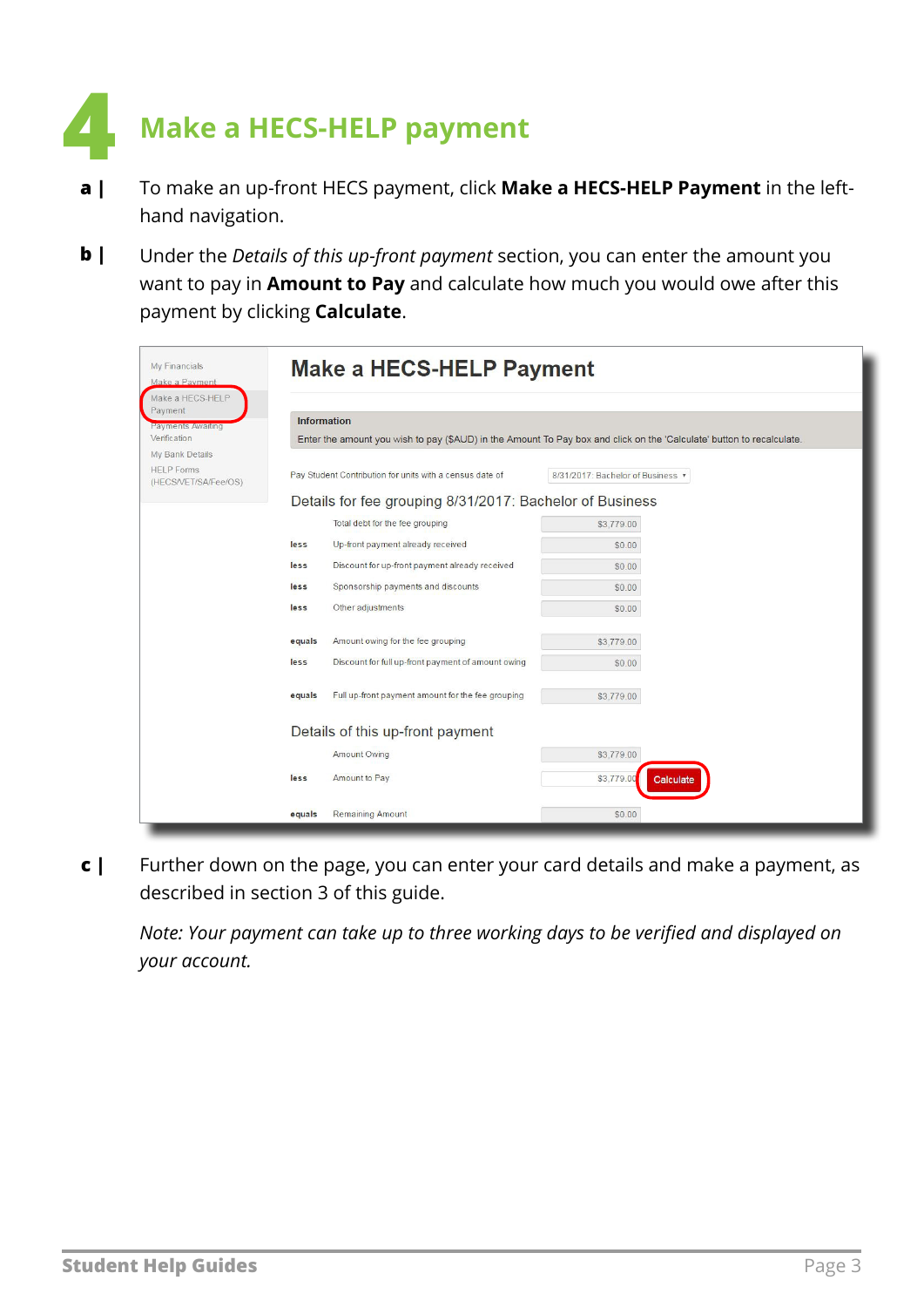# 4 Make a HECS-HELP payment

**a |** To make an up-front HECS payment, click **Make a HECS-HELP Payment** in the left-hand navigation.

**b |** Under the *Details of this up-front payment* section, you can enter the amount you want to pay in **Amount to Pay** and calculate how much you would owe after this payment by clicking **Calculate**.

**c |** Further down on the page, you can enter your card details and make a payment, as described in section 3 of this guide.

*Note: Your payment can take up to three working days to be verified and displayed on your account.*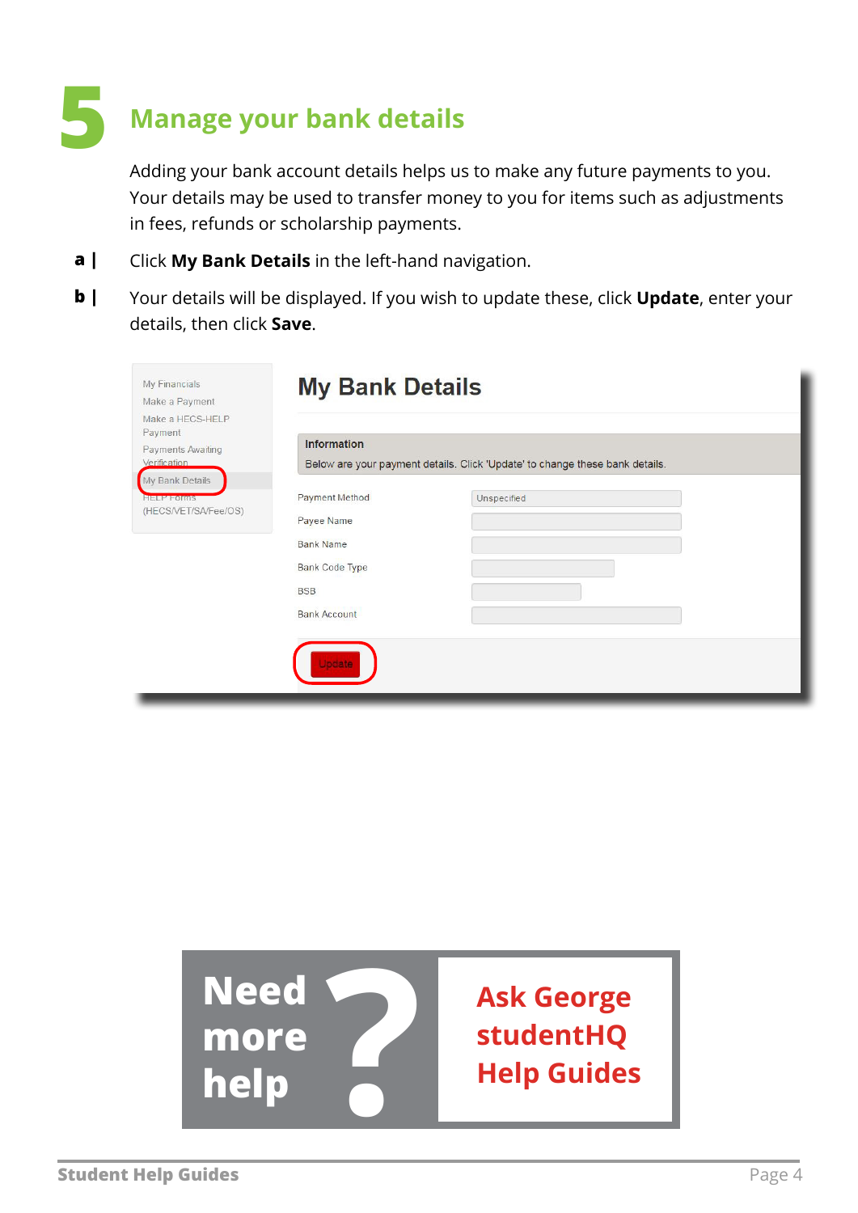# 5 Manage your bank details

Adding your bank account details helps us to make any future payments to you. Your details may be used to transfer money to you for items such as adjustments in fees, refunds or scholarship payments.

**a |** Click **My Bank Details** in the left-hand navigation.

**b |** Your details will be displayed. If you wish to update these, click **Update**, enter your details, then click **Save**.

My Financials
Make a Payment
Make a HECS-HELP Payment
Payments Awaiting Verification
My Bank Details
HELP Forms (HECS/VET/SA/Fee/OS)

## My Bank Details

**Information**

Below are your payment details. Click 'Update' to change these bank details.

Payment Method: Unspecified
Payee Name
Bank Name
Bank Code Type
BSB
Bank Account

Update

Need more help?

Ask George
studentHQ
Help Guides